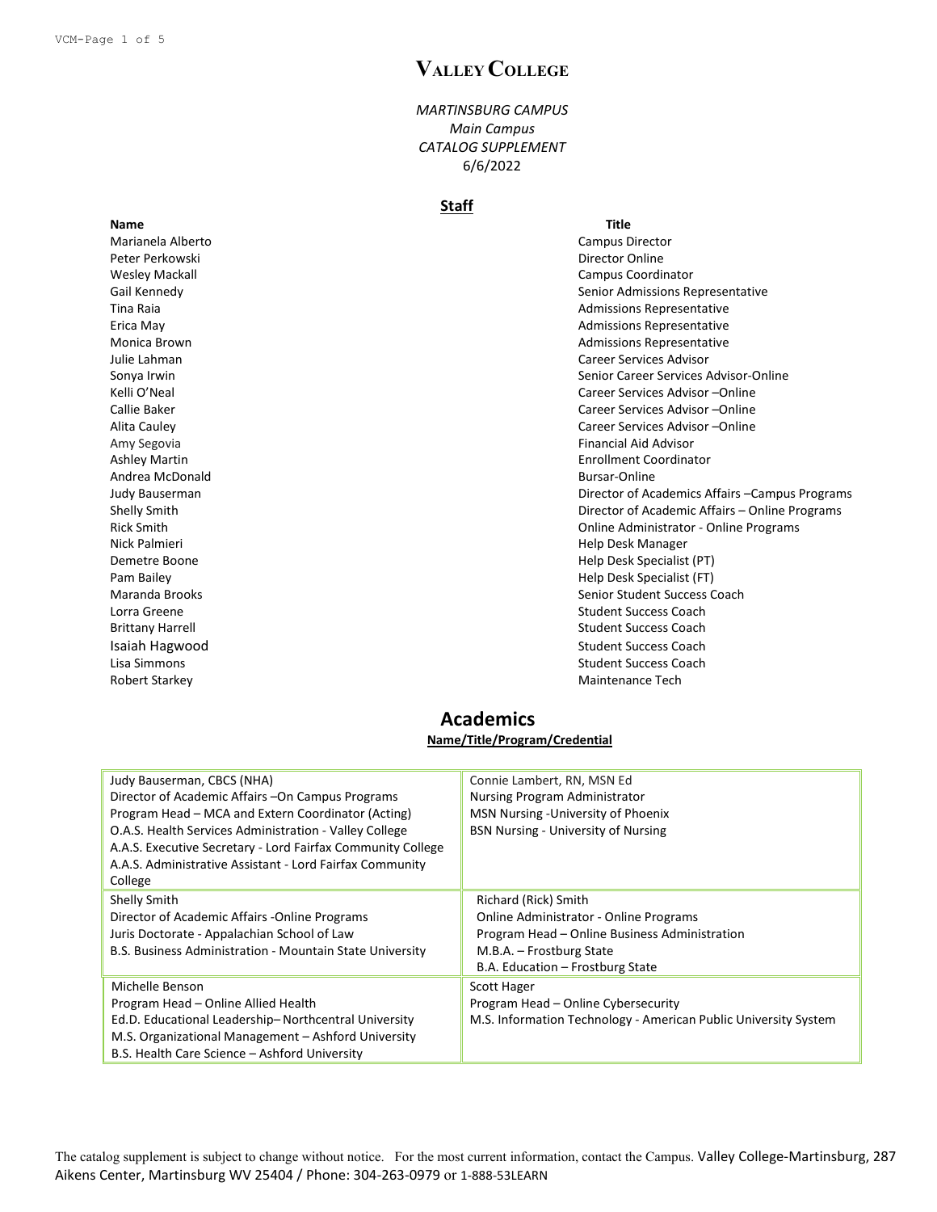# VALLEY COLLEGE

*MARTINSBURG CAMPUS*
*Main Campus*
*CATALOG SUPPLEMENT*
6/6/2022

## Staff

| Name | Title |
|---|---|
| Marianela Alberto | Campus Director |
| Peter Perkowski | Director Online |
| Wesley Mackall | Campus Coordinator |
| Gail Kennedy | Senior Admissions Representative |
| Tina Raia | Admissions Representative |
| Erica May | Admissions Representative |
| Monica Brown | Admissions Representative |
| Julie Lahman | Career Services Advisor |
| Sonya Irwin | Senior Career Services Advisor-Online |
| Kelli O'Neal | Career Services Advisor –Online |
| Callie Baker | Career Services Advisor –Online |
| Alita Cauley | Career Services Advisor –Online |
| Amy Segovia | Financial Aid Advisor |
| Ashley Martin | Enrollment Coordinator |
| Andrea McDonald | Bursar-Online |
| Judy Bauserman | Director of Academics Affairs –Campus Programs |
| Shelly Smith | Director of Academic Affairs – Online Programs |
| Rick Smith | Online Administrator - Online Programs |
| Nick Palmieri | Help Desk Manager |
| Demetre Boone | Help Desk Specialist (PT) |
| Pam Bailey | Help Desk Specialist (FT) |
| Maranda Brooks | Senior Student Success Coach |
| Lorra Greene | Student Success Coach |
| Brittany Harrell | Student Success Coach |
| Isaiah Hagwood | Student Success Coach |
| Lisa Simmons | Student Success Coach |
| Robert Starkey | Maintenance Tech |

## Academics

**Name/Title/Program/Credential**

| | |
|---|---|
| Judy Bauserman, CBCS (NHA)<br>Director of Academic Affairs –On Campus Programs<br>Program Head – MCA and Extern Coordinator (Acting)<br>O.A.S. Health Services Administration - Valley College<br>A.A.S. Executive Secretary - Lord Fairfax Community College<br>A.A.S. Administrative Assistant - Lord Fairfax Community College | Connie Lambert, RN, MSN Ed<br>Nursing Program Administrator<br>MSN Nursing -University of Phoenix<br>BSN Nursing - University of Nursing |
| Shelly Smith<br>Director of Academic Affairs -Online Programs<br>Juris Doctorate - Appalachian School of Law<br>B.S. Business Administration - Mountain State University | Richard (Rick) Smith<br>Online Administrator - Online Programs<br>Program Head – Online Business Administration<br>M.B.A. – Frostburg State<br>B.A. Education – Frostburg State |
| Michelle Benson<br>Program Head – Online Allied Health<br>Ed.D. Educational Leadership– Northcentral University<br>M.S. Organizational Management – Ashford University<br>B.S. Health Care Science – Ashford University | Scott Hager<br>Program Head – Online Cybersecurity<br>M.S. Information Technology - American Public University System |

The catalog supplement is subject to change without notice. For the most current information, contact the Campus. Valley College-Martinsburg, 287 Aikens Center, Martinsburg WV 25404 / Phone: 304-263-0979 or 1-888-53LEARN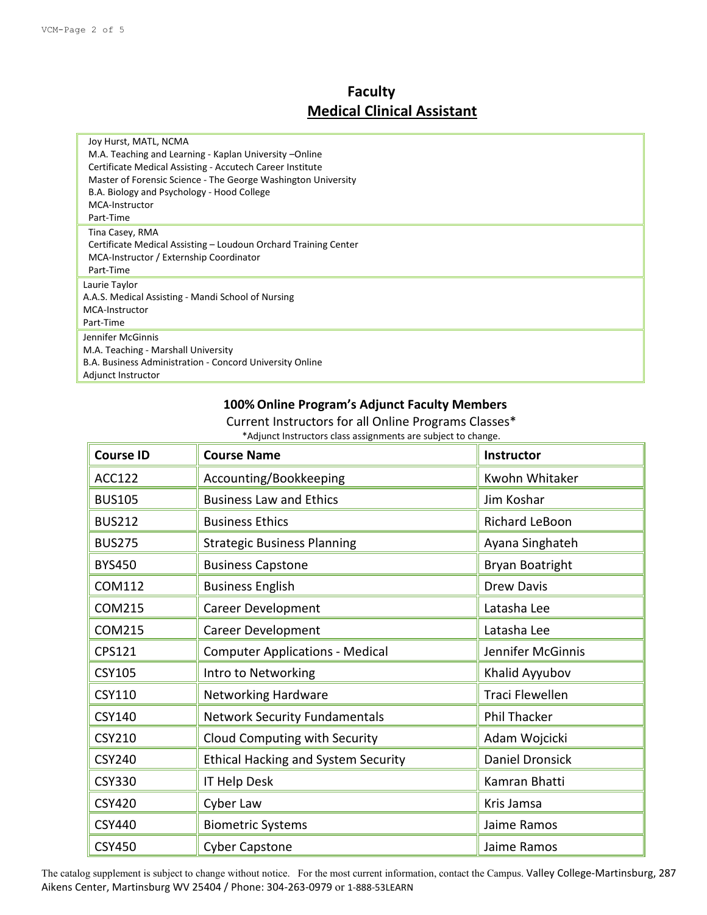# Faculty

## Medical Clinical Assistant

Joy Hurst, MATL, NCMA
M.A. Teaching and Learning - Kaplan University –Online
Certificate Medical Assisting - Accutech Career Institute
Master of Forensic Science - The George Washington University
B.A. Biology and Psychology - Hood College
MCA-Instructor
Part-Time

Tina Casey, RMA
Certificate Medical Assisting – Loudoun Orchard Training Center
MCA-Instructor / Externship Coordinator
Part-Time

Laurie Taylor
A.A.S. Medical Assisting - Mandi School of Nursing
MCA-Instructor
Part-Time

Jennifer McGinnis
M.A. Teaching - Marshall University
B.A. Business Administration - Concord University Online
Adjunct Instructor

### 100% Online Program's Adjunct Faculty Members

Current Instructors for all Online Programs Classes*

*Adjunct Instructors class assignments are subject to change.

| Course ID | Course Name | Instructor |
|---|---|---|
| ACC122 | Accounting/Bookkeeping | Kwohn Whitaker |
| BUS105 | Business Law and Ethics | Jim Koshar |
| BUS212 | Business Ethics | Richard LeBoon |
| BUS275 | Strategic Business Planning | Ayana Singhateh |
| BYS450 | Business Capstone | Bryan Boatright |
| COM112 | Business English | Drew Davis |
| COM215 | Career Development | Latasha Lee |
| COM215 | Career Development | Latasha Lee |
| CPS121 | Computer Applications - Medical | Jennifer McGinnis |
| CSY105 | Intro to Networking | Khalid Ayyubov |
| CSY110 | Networking Hardware | Traci Flewellen |
| CSY140 | Network Security Fundamentals | Phil Thacker |
| CSY210 | Cloud Computing with Security | Adam Wojcicki |
| CSY240 | Ethical Hacking and System Security | Daniel Dronsick |
| CSY330 | IT Help Desk | Kamran Bhatti |
| CSY420 | Cyber Law | Kris Jamsa |
| CSY440 | Biometric Systems | Jaime Ramos |
| CSY450 | Cyber Capstone | Jaime Ramos |

The catalog supplement is subject to change without notice. For the most current information, contact the Campus. Valley College-Martinsburg, 287 Aikens Center, Martinsburg WV 25404 / Phone: 304-263-0979 or 1-888-53LEARN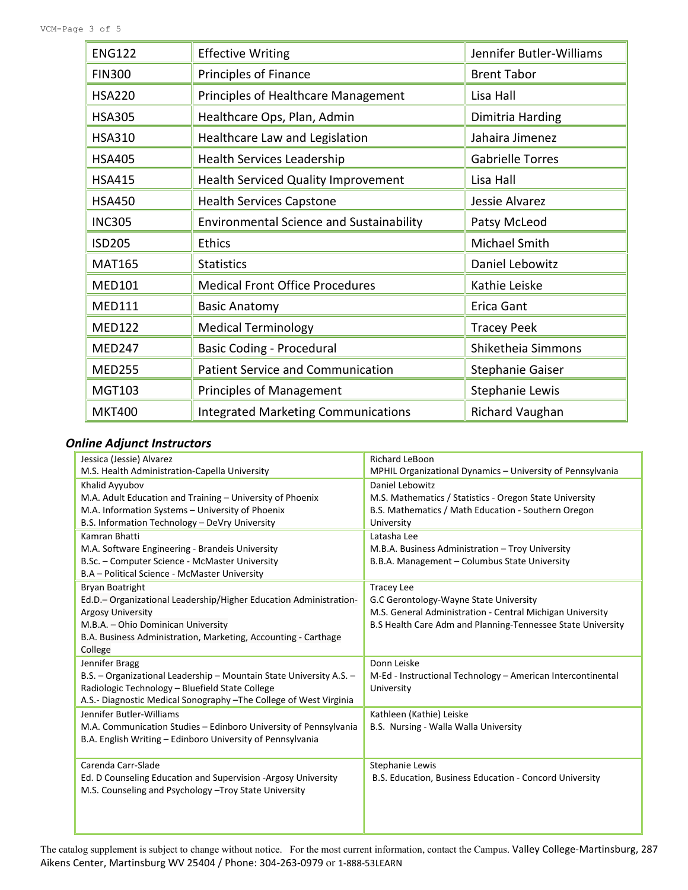| ENG122 | Effective Writing | Jennifer Butler-Williams |
|---|---|---|
| FIN300 | Principles of Finance | Brent Tabor |
| HSA220 | Principles of Healthcare Management | Lisa Hall |
| HSA305 | Healthcare Ops, Plan, Admin | Dimitria Harding |
| HSA310 | Healthcare Law and Legislation | Jahaira Jimenez |
| HSA405 | Health Services Leadership | Gabrielle Torres |
| HSA415 | Health Serviced Quality Improvement | Lisa Hall |
| HSA450 | Health Services Capstone | Jessie Alvarez |
| INC305 | Environmental Science and Sustainability | Patsy McLeod |
| ISD205 | Ethics | Michael Smith |
| MAT165 | Statistics | Daniel Lebowitz |
| MED101 | Medical Front Office Procedures | Kathie Leiske |
| MED111 | Basic Anatomy | Erica Gant |
| MED122 | Medical Terminology | Tracey Peek |
| MED247 | Basic Coding - Procedural | Shiketheia Simmons |
| MED255 | Patient Service and Communication | Stephanie Gaiser |
| MGT103 | Principles of Management | Stephanie Lewis |
| MKT400 | Integrated Marketing Communications | Richard Vaughan |

### *Online Adjunct Instructors*

| | |
|---|---|
| Jessica (Jessie) Alvarez<br>M.S. Health Administration-Capella University | Richard LeBoon<br>MPHIL Organizational Dynamics – University of Pennsylvania |
| Khalid Ayyubov<br>M.A. Adult Education and Training – University of Phoenix<br>M.A. Information Systems – University of Phoenix<br>B.S. Information Technology – DeVry University | Daniel Lebowitz<br>M.S. Mathematics / Statistics - Oregon State University<br>B.S. Mathematics / Math Education - Southern Oregon University |
| Kamran Bhatti<br>M.A. Software Engineering - Brandeis University<br>B.Sc. – Computer Science - McMaster University<br>B.A – Political Science - McMaster University | Latasha Lee<br>M.B.A. Business Administration – Troy University<br>B.B.A. Management – Columbus State University |
| Bryan Boatright<br>Ed.D.– Organizational Leadership/Higher Education Administration-Argosy University<br>M.B.A. – Ohio Dominican University<br>B.A. Business Administration, Marketing, Accounting - Carthage College | Tracey Lee<br>G.C Gerontology-Wayne State University<br>M.S. General Administration - Central Michigan University<br>B.S Health Care Adm and Planning-Tennessee State University |
| Jennifer Bragg<br>B.S. – Organizational Leadership – Mountain State University A.S. – Radiologic Technology – Bluefield State College<br>A.S.- Diagnostic Medical Sonography –The College of West Virginia | Donn Leiske<br>M-Ed - Instructional Technology – American Intercontinental University |
| Jennifer Butler-Williams<br>M.A. Communication Studies – Edinboro University of Pennsylvania<br>B.A. English Writing – Edinboro University of Pennsylvania | Kathleen (Kathie) Leiske<br>B.S. Nursing - Walla Walla University |
| Carenda Carr-Slade<br>Ed. D Counseling Education and Supervision -Argosy University<br>M.S. Counseling and Psychology –Troy State University | Stephanie Lewis<br>B.S. Education, Business Education - Concord University |

The catalog supplement is subject to change without notice. For the most current information, contact the Campus. Valley College-Martinsburg, 287 Aikens Center, Martinsburg WV 25404 / Phone: 304-263-0979 or 1-888-53LEARN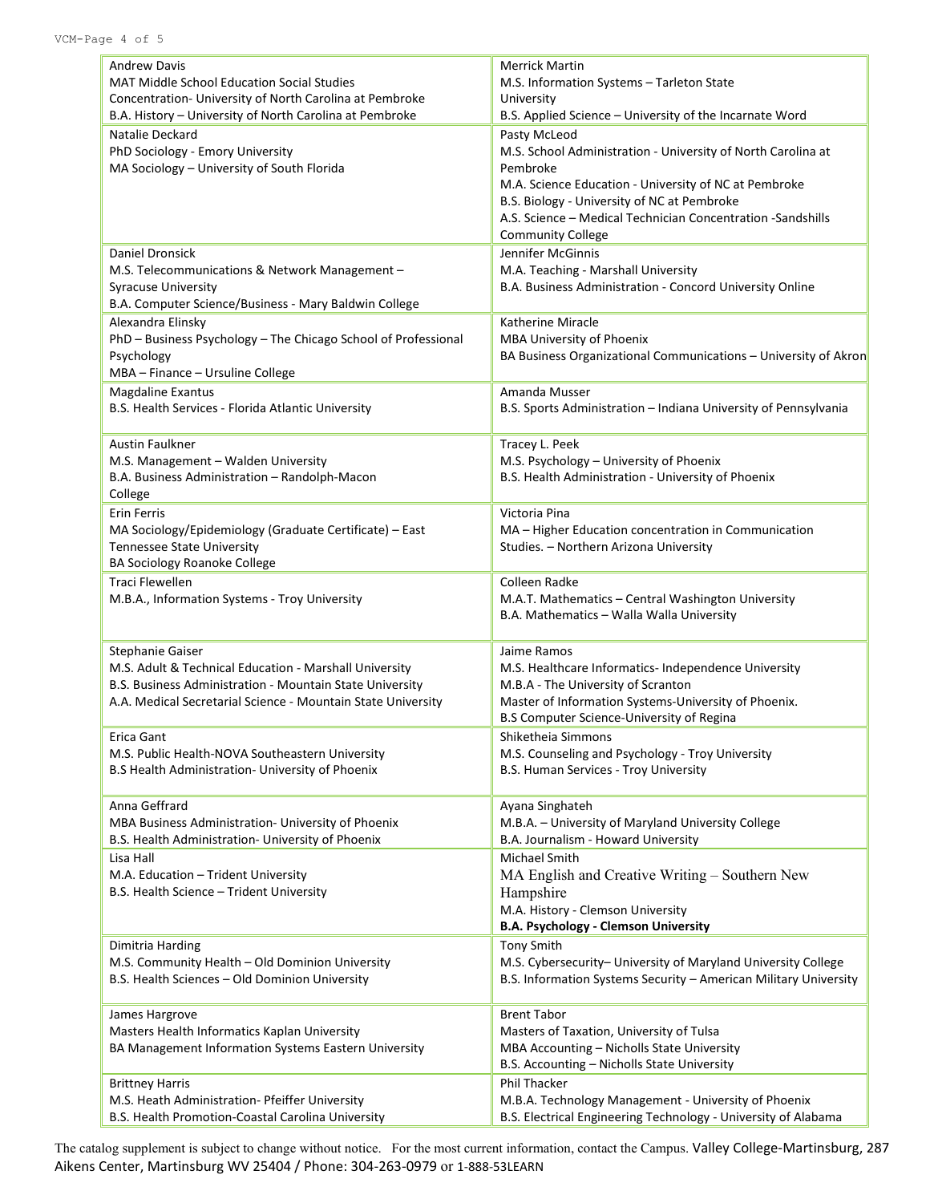| | |
|---|---|
| Andrew Davis<br>MAT Middle School Education Social Studies Concentration- University of North Carolina at Pembroke<br>B.A. History – University of North Carolina at Pembroke | Merrick Martin<br>M.S. Information Systems – Tarleton State University<br>B.S. Applied Science – University of the Incarnate Word |
| Natalie Deckard<br>PhD Sociology - Emory University<br>MA Sociology – University of South Florida | Pasty McLeod<br>M.S. School Administration - University of North Carolina at Pembroke<br>M.A. Science Education - University of NC at Pembroke<br>B.S. Biology - University of NC at Pembroke<br>A.S. Science – Medical Technician Concentration -Sandshills Community College |
| Daniel Dronsick<br>M.S. Telecommunications & Network Management – Syracuse University<br>B.A. Computer Science/Business - Mary Baldwin College | Jennifer McGinnis<br>M.A. Teaching - Marshall University<br>B.A. Business Administration - Concord University Online |
| Alexandra Elinsky<br>PhD – Business Psychology – The Chicago School of Professional Psychology<br>MBA – Finance – Ursuline College | Katherine Miracle<br>MBA University of Phoenix<br>BA Business Organizational Communications – University of Akron |
| Magdaline Exantus<br>B.S. Health Services - Florida Atlantic University | Amanda Musser<br>B.S. Sports Administration – Indiana University of Pennsylvania |
| Austin Faulkner<br>M.S. Management – Walden University<br>B.A. Business Administration – Randolph-Macon College | Tracey L. Peek<br>M.S. Psychology – University of Phoenix<br>B.S. Health Administration - University of Phoenix |
| Erin Ferris<br>MA Sociology/Epidemiology (Graduate Certificate) – East Tennessee State University<br>BA Sociology Roanoke College | Victoria Pina<br>MA – Higher Education concentration in Communication Studies. – Northern Arizona University |
| Traci Flewellen<br>M.B.A., Information Systems - Troy University | Colleen Radke<br>M.A.T. Mathematics – Central Washington University<br>B.A. Mathematics – Walla Walla University |
| Stephanie Gaiser<br>M.S. Adult & Technical Education - Marshall University<br>B.S. Business Administration - Mountain State University<br>A.A. Medical Secretarial Science - Mountain State University | Jaime Ramos<br>M.S. Healthcare Informatics- Independence University<br>M.B.A - The University of Scranton<br>Master of Information Systems-University of Phoenix.<br>B.S Computer Science-University of Regina |
| Erica Gant<br>M.S. Public Health-NOVA Southeastern University<br>B.S Health Administration- University of Phoenix | Shiketheia Simmons<br>M.S. Counseling and Psychology - Troy University<br>B.S. Human Services - Troy University |
| Anna Geffrard<br>MBA Business Administration- University of Phoenix<br>B.S. Health Administration- University of Phoenix | Ayana Singhateh<br>M.B.A. – University of Maryland University College<br>B.A. Journalism - Howard University |
| Lisa Hall<br>M.A. Education – Trident University<br>B.S. Health Science – Trident University | Michael Smith<br>MA English and Creative Writing – Southern New Hampshire<br>M.A. History - Clemson University<br>**B.A. Psychology - Clemson University** |
| Dimitria Harding<br>M.S. Community Health – Old Dominion University<br>B.S. Health Sciences – Old Dominion University | Tony Smith<br>M.S. Cybersecurity– University of Maryland University College<br>B.S. Information Systems Security – American Military University |
| James Hargrove<br>Masters Health Informatics Kaplan University<br>BA Management Information Systems Eastern University | Brent Tabor<br>Masters of Taxation, University of Tulsa<br>MBA Accounting – Nicholls State University<br>B.S. Accounting – Nicholls State University |
| Brittney Harris<br>M.S. Heath Administration- Pfeiffer University<br>B.S. Health Promotion-Coastal Carolina University | Phil Thacker<br>M.B.A. Technology Management - University of Phoenix<br>B.S. Electrical Engineering Technology - University of Alabama |

The catalog supplement is subject to change without notice. For the most current information, contact the Campus. Valley College-Martinsburg, 287 Aikens Center, Martinsburg WV 25404 / Phone: 304-263-0979 or 1-888-53LEARN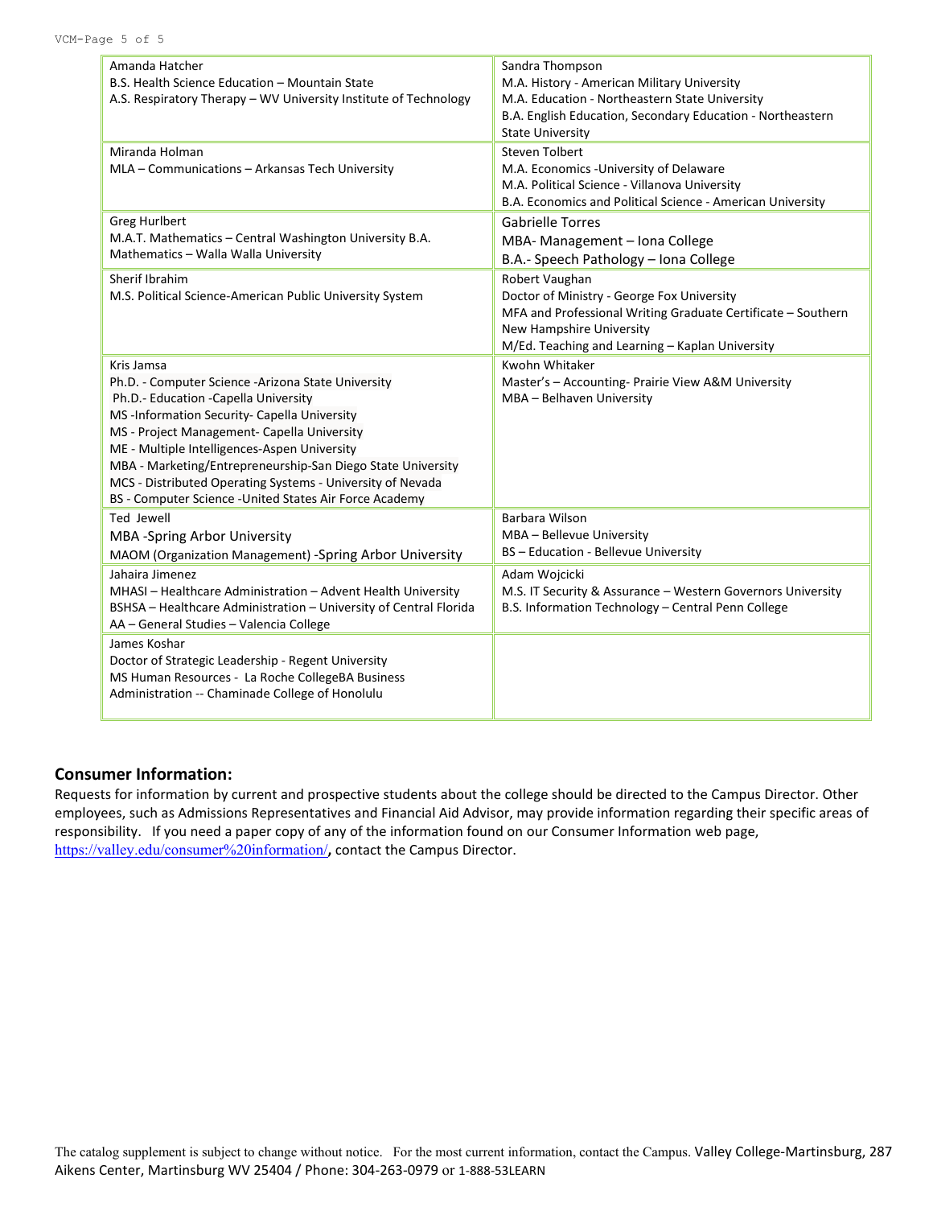| | |
|---|---|
| Amanda Hatcher<br>B.S. Health Science Education – Mountain State<br>A.S. Respiratory Therapy – WV University Institute of Technology | Sandra Thompson<br>M.A. History - American Military University<br>M.A. Education - Northeastern State University<br>B.A. English Education, Secondary Education - Northeastern State University |
| Miranda Holman<br>MLA – Communications – Arkansas Tech University | Steven Tolbert<br>M.A. Economics -University of Delaware<br>M.A. Political Science - Villanova University<br>B.A. Economics and Political Science - American University |
| Greg Hurlbert<br>M.A.T. Mathematics – Central Washington University B.A. Mathematics – Walla Walla University | Gabrielle Torres<br>MBA- Management – Iona College<br>B.A.- Speech Pathology – Iona College |
| Sherif Ibrahim<br>M.S. Political Science-American Public University System | Robert Vaughan<br>Doctor of Ministry - George Fox University<br>MFA and Professional Writing Graduate Certificate – Southern New Hampshire University<br>M/Ed. Teaching and Learning – Kaplan University |
| Kris Jamsa<br>Ph.D. - Computer Science -Arizona State University<br>Ph.D.- Education -Capella University<br>MS -Information Security- Capella University<br>MS - Project Management- Capella University<br>ME - Multiple Intelligences-Aspen University<br>MBA - Marketing/Entrepreneurship-San Diego State University<br>MCS - Distributed Operating Systems - University of Nevada<br>BS - Computer Science -United States Air Force Academy | Kwohn Whitaker<br>Master's – Accounting- Prairie View A&M University<br>MBA – Belhaven University |
| Ted Jewell<br>MBA -Spring Arbor University<br>MAOM (Organization Management) -Spring Arbor University | Barbara Wilson<br>MBA – Bellevue University<br>BS – Education - Bellevue University |
| Jahaira Jimenez<br>MHASI – Healthcare Administration – Advent Health University<br>BSHSA – Healthcare Administration – University of Central Florida<br>AA – General Studies – Valencia College | Adam Wojcicki<br>M.S. IT Security & Assurance – Western Governors University<br>B.S. Information Technology – Central Penn College |
| James Koshar<br>Doctor of Strategic Leadership - Regent University<br>MS Human Resources - La Roche CollegeBA Business Administration -- Chaminade College of Honolulu | |

## Consumer Information:

Requests for information by current and prospective students about the college should be directed to the Campus Director. Other employees, such as Admissions Representatives and Financial Aid Advisor, may provide information regarding their specific areas of responsibility. If you need a paper copy of any of the information found on our Consumer Information web page, https://valley.edu/consumer%20information/, contact the Campus Director.

The catalog supplement is subject to change without notice. For the most current information, contact the Campus. Valley College-Martinsburg, 287 Aikens Center, Martinsburg WV 25404 / Phone: 304-263-0979 or 1-888-53LEARN